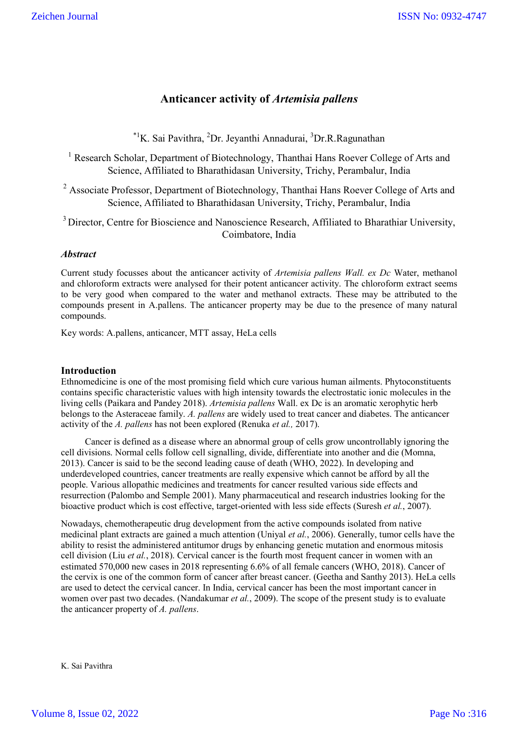# Anticancer activity of *Artemisia pallens*

[*1]K. Sai Pavithra, [2]Dr. Jeyanthi Annadurai, [3]Dr.R.Ragunathan

[1] Research Scholar, Department of Biotechnology, Thanthai Hans Roever College of Arts and Science, Affiliated to Bharathidasan University, Trichy, Perambalur, India

[2] Associate Professor, Department of Biotechnology, Thanthai Hans Roever College of Arts and Science, Affiliated to Bharathidasan University, Trichy, Perambalur, India

[3] Director, Centre for Bioscience and Nanoscience Research, Affiliated to Bharathiar University, Coimbatore, India

### *Abstract*

Current study focusses about the anticancer activity of *Artemisia pallens Wall. ex Dc* Water, methanol and chloroform extracts were analysed for their potent anticancer activity. The chloroform extract seems to be very good when compared to the water and methanol extracts. These may be attributed to the compounds present in A.pallens. The anticancer property may be due to the presence of many natural compounds.

Key words: A.pallens, anticancer, MTT assay, HeLa cells

## Introduction

Ethnomedicine is one of the most promising field which cure various human ailments. Phytoconstituents contains specific characteristic values with high intensity towards the electrostatic ionic molecules in the living cells (Paikara and Pandey 2018). *Artemisia pallens* Wall. ex Dc is an aromatic xerophytic herb belongs to the Asteraceae family. *A. pallens* are widely used to treat cancer and diabetes. The anticancer activity of the *A. pallens* has not been explored (Renuka *et al.,* 2017).

Cancer is defined as a disease where an abnormal group of cells grow uncontrollably ignoring the cell divisions. Normal cells follow cell signalling, divide, differentiate into another and die (Momna, 2013). Cancer is said to be the second leading cause of death (WHO, 2022). In developing and underdeveloped countries, cancer treatments are really expensive which cannot be afford by all the people. Various allopathic medicines and treatments for cancer resulted various side effects and resurrection (Palombo and Semple 2001). Many pharmaceutical and research industries looking for the bioactive product which is cost effective, target-oriented with less side effects (Suresh *et al.*, 2007).

Nowadays, chemotherapeutic drug development from the active compounds isolated from native medicinal plant extracts are gained a much attention (Uniyal *et al.*, 2006). Generally, tumor cells have the ability to resist the administered antitumor drugs by enhancing genetic mutation and enormous mitosis cell division (Liu *et al.*, 2018). Cervical cancer is the fourth most frequent cancer in women with an estimated 570,000 new cases in 2018 representing 6.6% of all female cancers (WHO, 2018). Cancer of the cervix is one of the common form of cancer after breast cancer. (Geetha and Santhy 2013). HeLa cells are used to detect the cervical cancer. In India, cervical cancer has been the most important cancer in women over past two decades. (Nandakumar *et al.*, 2009). The scope of the present study is to evaluate the anticancer property of *A. pallens*.

K. Sai Pavithra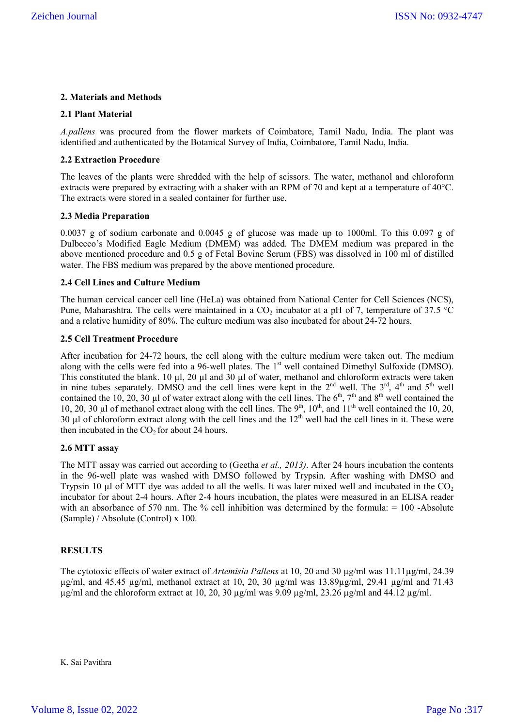## 2. Materials and Methods

### 2.1 Plant Material

*A.pallens* was procured from the flower markets of Coimbatore, Tamil Nadu, India. The plant was identified and authenticated by the Botanical Survey of India, Coimbatore, Tamil Nadu, India.

### 2.2 Extraction Procedure

The leaves of the plants were shredded with the help of scissors. The water, methanol and chloroform extracts were prepared by extracting with a shaker with an RPM of 70 and kept at a temperature of 40°C. The extracts were stored in a sealed container for further use.

### 2.3 Media Preparation

0.0037 g of sodium carbonate and 0.0045 g of glucose was made up to 1000ml. To this 0.097 g of Dulbecco's Modified Eagle Medium (DMEM) was added. The DMEM medium was prepared in the above mentioned procedure and 0.5 g of Fetal Bovine Serum (FBS) was dissolved in 100 ml of distilled water. The FBS medium was prepared by the above mentioned procedure.

### 2.4 Cell Lines and Culture Medium

The human cervical cancer cell line (HeLa) was obtained from National Center for Cell Sciences (NCS), Pune, Maharashtra. The cells were maintained in a $CO_2$ incubator at a pH of 7, temperature of 37.5 °C and a relative humidity of 80%. The culture medium was also incubated for about 24-72 hours.

### 2.5 Cell Treatment Procedure

After incubation for 24-72 hours, the cell along with the culture medium were taken out. The medium along with the cells were fed into a 96-well plates. The 1st well contained Dimethyl Sulfoxide (DMSO). This constituted the blank. 10 µl, 20 µl and 30 µl of water, methanol and chloroform extracts were taken in nine tubes separately. DMSO and the cell lines were kept in the 2nd well. The 3rd, 4th and 5th well contained the 10, 20, 30 µl of water extract along with the cell lines. The 6th, 7th and 8th well contained the 10, 20, 30 µl of methanol extract along with the cell lines. The 9th, 10th, and 11th well contained the 10, 20, 30 µl of chloroform extract along with the cell lines and the 12th well had the cell lines in it. These were then incubated in the $CO_2$ for about 24 hours.

### 2.6 MTT assay

The MTT assay was carried out according to (Geetha *et al., 2013*). After 24 hours incubation the contents in the 96-well plate was washed with DMSO followed by Trypsin. After washing with DMSO and Trypsin 10 µl of MTT dye was added to all the wells. It was later mixed well and incubated in the $CO_2$ incubator for about 2-4 hours. After 2-4 hours incubation, the plates were measured in an ELISA reader with an absorbance of 570 nm. The % cell inhibition was determined by the formula: = 100 -Absolute (Sample) / Absolute (Control) x 100.

## RESULTS

The cytotoxic effects of water extract of *Artemisia Pallens* at 10, 20 and 30 µg/ml was 11.11µg/ml, 24.39 µg/ml, and 45.45 µg/ml, methanol extract at 10, 20, 30 µg/ml was 13.89µg/ml, 29.41 µg/ml and 71.43 µg/ml and the chloroform extract at 10, 20, 30 µg/ml was 9.09 µg/ml, 23.26 µg/ml and 44.12 µg/ml.

K. Sai Pavithra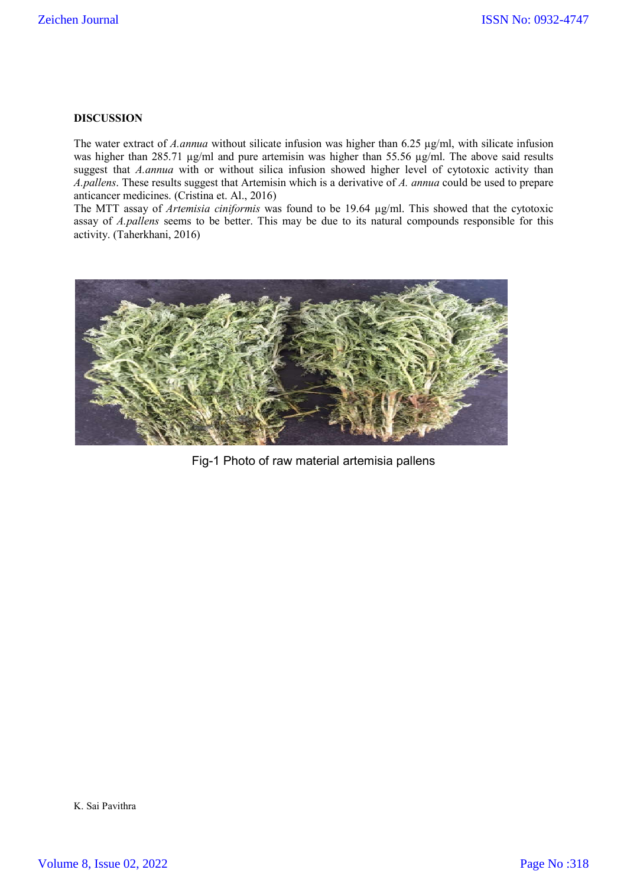**DISCUSSION**

The water extract of *A.annua* without silicate infusion was higher than 6.25 µg/ml, with silicate infusion was higher than 285.71 µg/ml and pure artemisin was higher than 55.56 µg/ml. The above said results suggest that *A.annua* with or without silica infusion showed higher level of cytotoxic activity than *A.pallens*. These results suggest that Artemisin which is a derivative of *A. annua* could be used to prepare anticancer medicines. (Cristina et. Al., 2016)

The MTT assay of *Artemisia ciniformis* was found to be 19.64 µg/ml. This showed that the cytotoxic assay of *A.pallens* seems to be better. This may be due to its natural compounds responsible for this activity. (Taherkhani, 2016)

Fig-1 Photo of raw material artemisia pallens

K. Sai Pavithra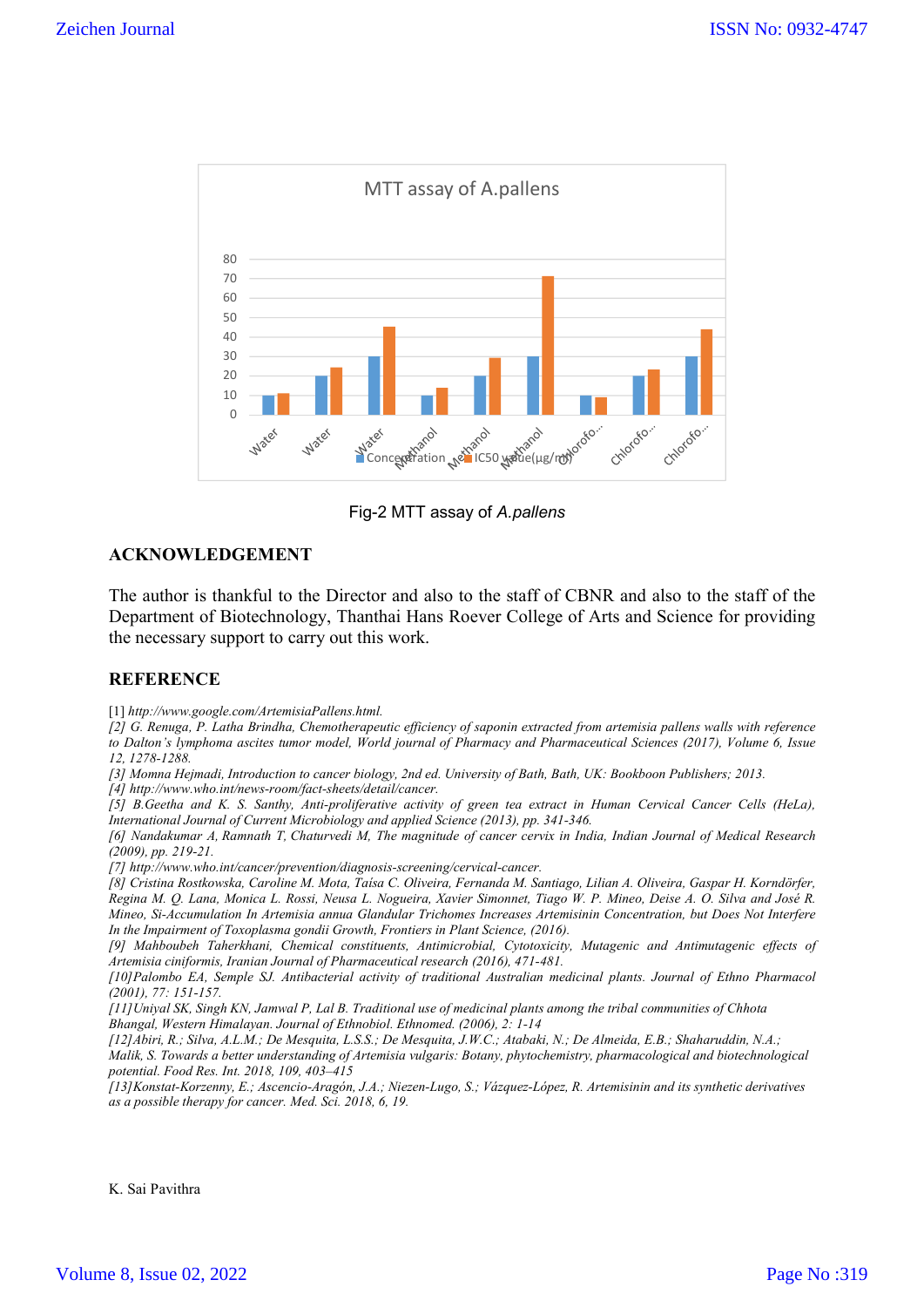Fig-2 MTT assay of *A.pallens*

## ACKNOWLEDGEMENT

The author is thankful to the Director and also to the staff of CBNR and also to the staff of the Department of Biotechnology, Thanthai Hans Roever College of Arts and Science for providing the necessary support to carry out this work.

## REFERENCE

[1] *http://www.google.com/ArtemisiaPallens.html.*

*[2] G. Renuga, P. Latha Brindha, Chemotherapeutic efficiency of saponin extracted from artemisia pallens walls with reference to Dalton's lymphoma ascites tumor model, World journal of Pharmacy and Pharmaceutical Sciences (2017), Volume 6, Issue 12, 1278-1288.*

*[3] Momna Hejmadi, Introduction to cancer biology, 2nd ed. University of Bath, Bath, UK: Bookboon Publishers; 2013.*

*[4] http://www.who.int/news-room/fact-sheets/detail/cancer.*

*[5] B.Geetha and K. S. Santhy, Anti-proliferative activity of green tea extract in Human Cervical Cancer Cells (HeLa), International Journal of Current Microbiology and applied Science (2013), pp. 341-346.*

*[6] Nandakumar A, Ramnath T, Chaturvedi M, The magnitude of cancer cervix in India, Indian Journal of Medical Research (2009), pp. 219-21.*

*[7] http://www.who.int/cancer/prevention/diagnosis-screening/cervical-cancer.*

*[8] Cristina Rostkowska, Caroline M. Mota, Taísa C. Oliveira, Fernanda M. Santiago, Lilian A. Oliveira, Gaspar H. Korndörfer, Regina M. Q. Lana, Monica L. Rossi, Neusa L. Nogueira, Xavier Simonnet, Tiago W. P. Mineo, Deise A. O. Silva and José R. Mineo, Si-Accumulation In Artemisia annua Glandular Trichomes Increases Artemisinin Concentration, but Does Not Interfere In the Impairment of Toxoplasma gondii Growth, Frontiers in Plant Science, (2016).*

*[9] Mahboubeh Taherkhani, Chemical constituents, Antimicrobial, Cytotoxicity, Mutagenic and Antimutagenic effects of Artemisia ciniformis, Iranian Journal of Pharmaceutical research (2016), 471-481.*

*[10]Palombo EA, Semple SJ. Antibacterial activity of traditional Australian medicinal plants. Journal of Ethno Pharmacol (2001), 77: 151-157.*

*[11]Uniyal SK, Singh KN, Jamwal P, Lal B. Traditional use of medicinal plants among the tribal communities of Chhota Bhangal, Western Himalayan. Journal of Ethnobiol. Ethnomed. (2006), 2: 1-14*

*[12]Abiri, R.; Silva, A.L.M.; De Mesquita, L.S.S.; De Mesquita, J.W.C.; Atabaki, N.; De Almeida, E.B.; Shaharuddin, N.A.; Malik, S. Towards a better understanding of Artemisia vulgaris: Botany, phytochemistry, pharmacological and biotechnological potential. Food Res. Int. 2018, 109, 403–415*

*[13]Konstat-Korzenny, E.; Ascencio-Aragón, J.A.; Niezen-Lugo, S.; Vázquez-López, R. Artemisinin and its synthetic derivatives as a possible therapy for cancer. Med. Sci. 2018, 6, 19.*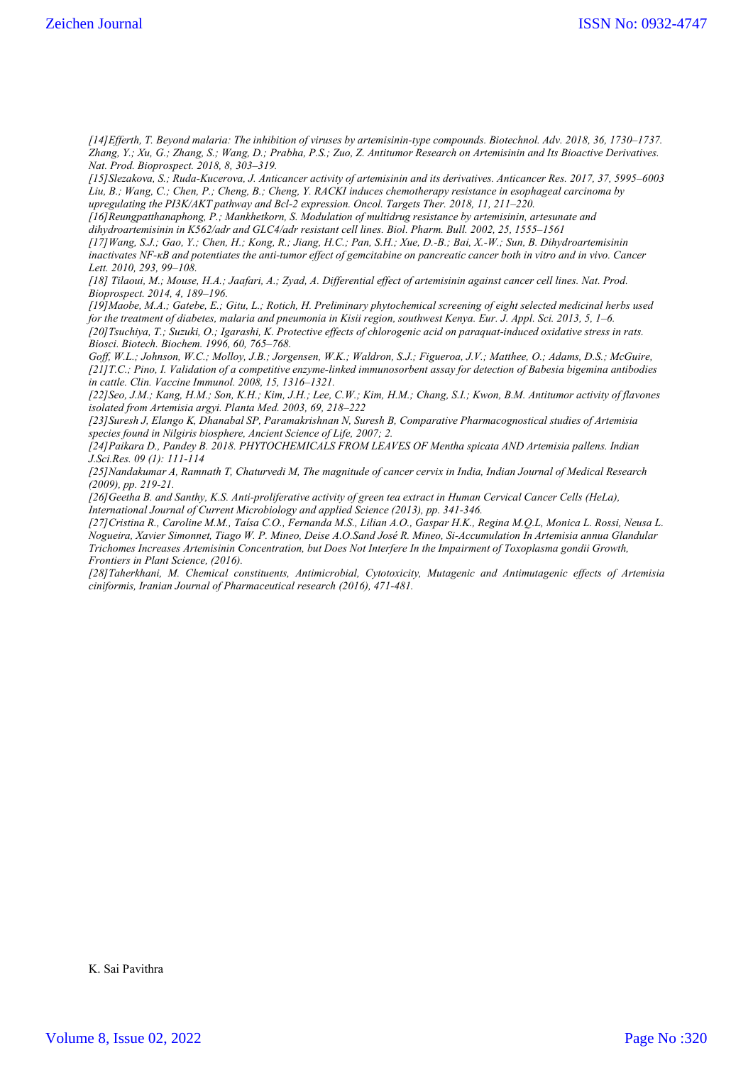*[14]Efferth, T. Beyond malaria: The inhibition of viruses by artemisinin-type compounds. Biotechnol. Adv. 2018, 36, 1730–1737. Zhang, Y.; Xu, G.; Zhang, S.; Wang, D.; Prabha, P.S.; Zuo, Z. Antitumor Research on Artemisinin and Its Bioactive Derivatives. Nat. Prod. Bioprospect. 2018, 8, 303–319.*

*[15]Slezakova, S.; Ruda-Kucerova, J. Anticancer activity of artemisinin and its derivatives. Anticancer Res. 2017, 37, 5995–6003 Liu, B.; Wang, C.; Chen, P.; Cheng, B.; Cheng, Y. RACKI induces chemotherapy resistance in esophageal carcinoma by upregulating the PI3K/AKT pathway and Bcl-2 expression. Oncol. Targets Ther. 2018, 11, 211–220.*

*[16]Reungpatthanaphong, P.; Mankhetkorn, S. Modulation of multidrug resistance by artemisinin, artesunate and dihydroartemisinin in K562/adr and GLC4/adr resistant cell lines. Biol. Pharm. Bull. 2002, 25, 1555–1561*

*[17]Wang, S.J.; Gao, Y.; Chen, H.; Kong, R.; Jiang, H.C.; Pan, S.H.; Xue, D.-B.; Bai, X.-W.; Sun, B. Dihydroartemisinin inactivates NF-κB and potentiates the anti-tumor effect of gemcitabine on pancreatic cancer both in vitro and in vivo. Cancer Lett. 2010, 293, 99–108.*

*[18] Tilaoui, M.; Mouse, H.A.; Jaafari, A.; Zyad, A. Differential effect of artemisinin against cancer cell lines. Nat. Prod. Bioprospect. 2014, 4, 189–196.*

*[19]Maobe, M.A.; Gatebe, E.; Gitu, L.; Rotich, H. Preliminary phytochemical screening of eight selected medicinal herbs used for the treatment of diabetes, malaria and pneumonia in Kisii region, southwest Kenya. Eur. J. Appl. Sci. 2013, 5, 1–6.*

*[20]Tsuchiya, T.; Suzuki, O.; Igarashi, K. Protective effects of chlorogenic acid on paraquat-induced oxidative stress in rats. Biosci. Biotech. Biochem. 1996, 60, 765–768.*

*Goff, W.L.; Johnson, W.C.; Molloy, J.B.; Jorgensen, W.K.; Waldron, S.J.; Figueroa, J.V.; Matthee, O.; Adams, D.S.; McGuire, [21]T.C.; Pino, I. Validation of a competitive enzyme-linked immunosorbent assay for detection of Babesia bigemina antibodies in cattle. Clin. Vaccine Immunol. 2008, 15, 1316–1321.*

*[22]Seo, J.M.; Kang, H.M.; Son, K.H.; Kim, J.H.; Lee, C.W.; Kim, H.M.; Chang, S.I.; Kwon, B.M. Antitumor activity of flavones isolated from Artemisia argyi. Planta Med. 2003, 69, 218–222*

*[23]Suresh J, Elango K, Dhanabal SP, Paramakrishnan N, Suresh B, Comparative Pharmacognostical studies of Artemisia species found in Nilgiris biosphere, Ancient Science of Life, 2007; 2.*

*[24]Paikara D., Pandey B. 2018. PHYTOCHEMICALS FROM LEAVES OF Mentha spicata AND Artemisia pallens. Indian J.Sci.Res. 09 (1): 111-114*

*[25]Nandakumar A, Ramnath T, Chaturvedi M, The magnitude of cancer cervix in India, Indian Journal of Medical Research (2009), pp. 219-21.*

*[26]Geetha B. and Santhy, K.S. Anti-proliferative activity of green tea extract in Human Cervical Cancer Cells (HeLa), International Journal of Current Microbiology and applied Science (2013), pp. 341-346.*

*[27]Cristina R., Caroline M.M., Taísa C.O., Fernanda M.S., Lilian A.O., Gaspar H.K., Regina M.Q.L, Monica L. Rossi, Neusa L. Nogueira, Xavier Simonnet, Tiago W. P. Mineo, Deise A.O.Sand José R. Mineo, Si-Accumulation In Artemisia annua Glandular Trichomes Increases Artemisinin Concentration, but Does Not Interfere In the Impairment of Toxoplasma gondii Growth, Frontiers in Plant Science, (2016).*

*[28]Taherkhani, M. Chemical constituents, Antimicrobial, Cytotoxicity, Mutagenic and Antimutagenic effects of Artemisia ciniformis, Iranian Journal of Pharmaceutical research (2016), 471-481.*

K. Sai Pavithra